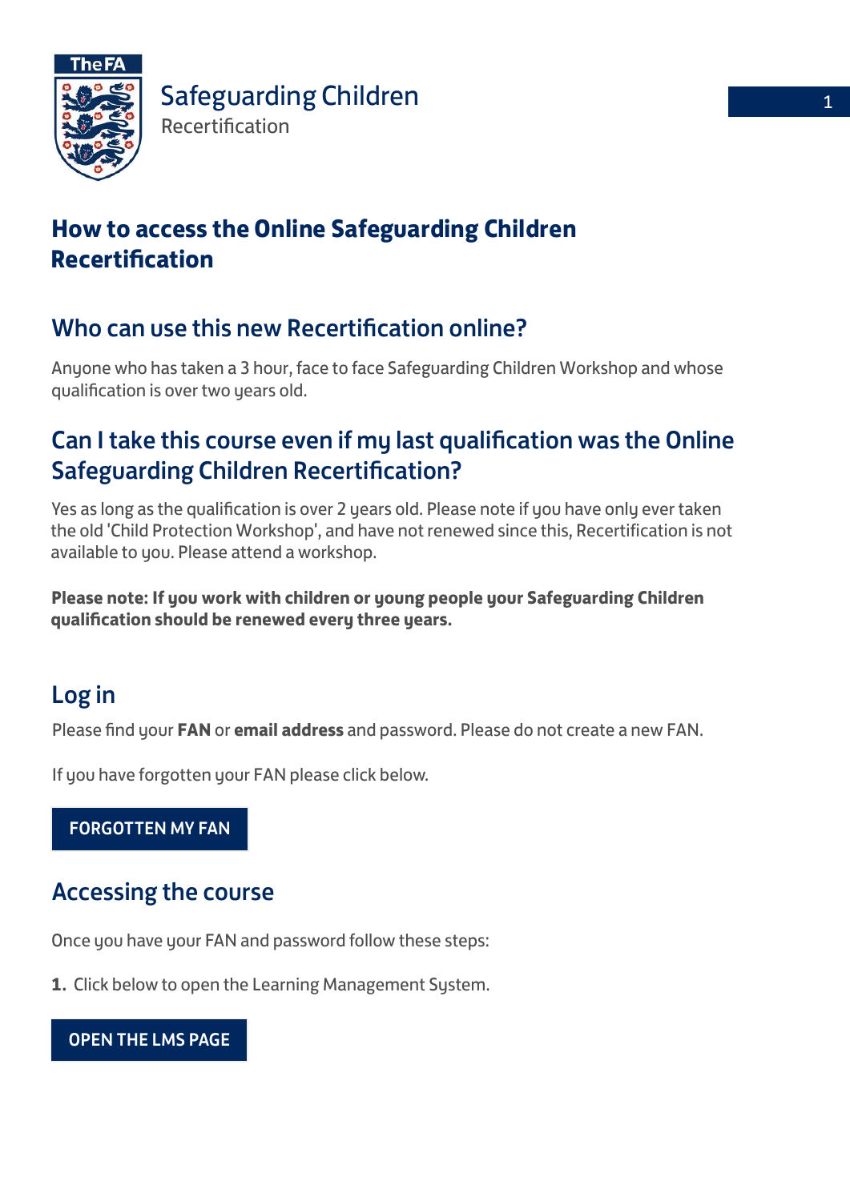The FA

Safeguarding Children
Recertification

# How to access the Online Safeguarding Children Recertification

## Who can use this new Recertification online?

Anyone who has taken a 3 hour, face to face Safeguarding Children Workshop and whose qualification is over two years old.

## Can I take this course even if my last qualification was the Online Safeguarding Children Recertification?

Yes as long as the qualification is over 2 years old. Please note if you have only ever taken the old 'Child Protection Workshop', and have not renewed since this, Recertification is not available to you. Please attend a workshop.

**Please note: If you work with children or young people your Safeguarding Children qualification should be renewed every three years.**

## Log in

Please find your **FAN** or **email address** and password. Please do not create a new FAN.

If you have forgotten your FAN please click below.

**FORGOTTEN MY FAN**

## Accessing the course

Once you have your FAN and password follow these steps:

**1.** Click below to open the Learning Management System.

**OPEN THE LMS PAGE**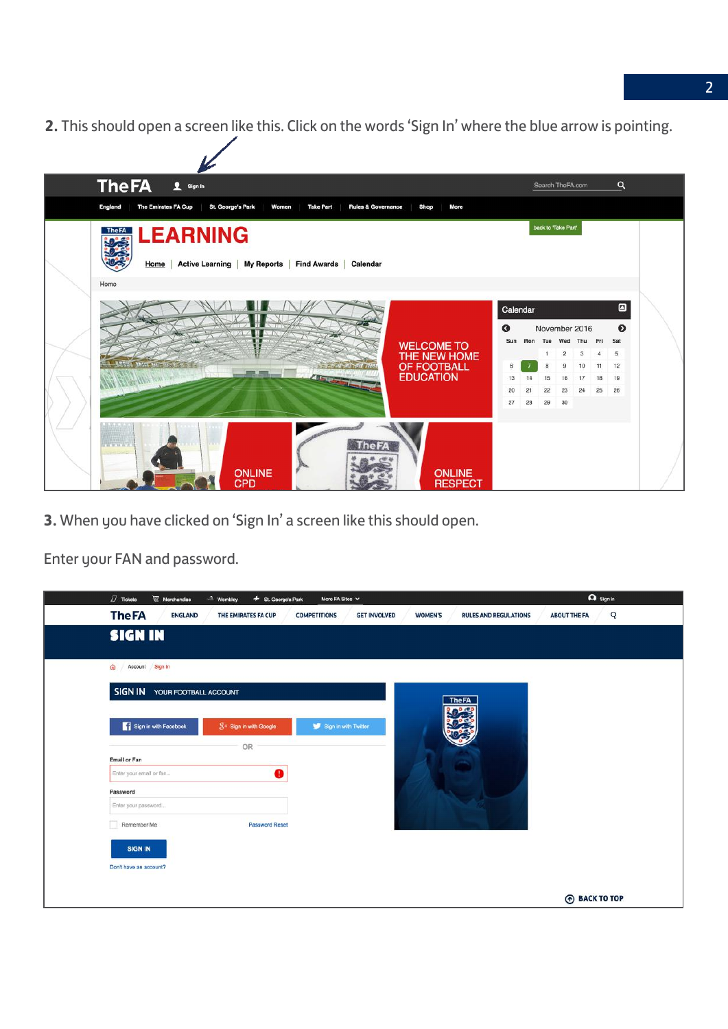**2.** This should open a screen like this. Click on the words 'Sign In' where the blue arrow is pointing.

**3.** When you have clicked on 'Sign In' a screen like this should open.

Enter your FAN and password.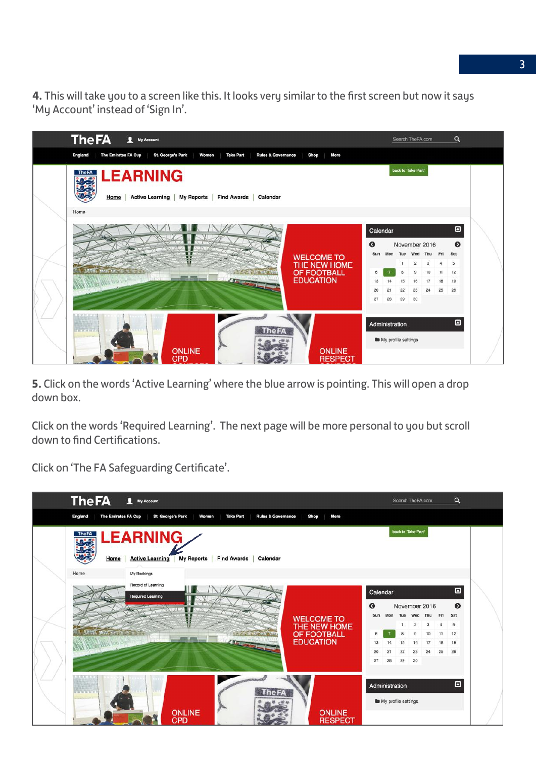**4.** This will take you to a screen like this. It looks very similar to the first screen but now it says 'My Account' instead of 'Sign In'.

**5.** Click on the words 'Active Learning' where the blue arrow is pointing. This will open a drop down box.

Click on the words 'Required Learning'. The next page will be more personal to you but scroll down to find Certifications.

Click on 'The FA Safeguarding Certificate'.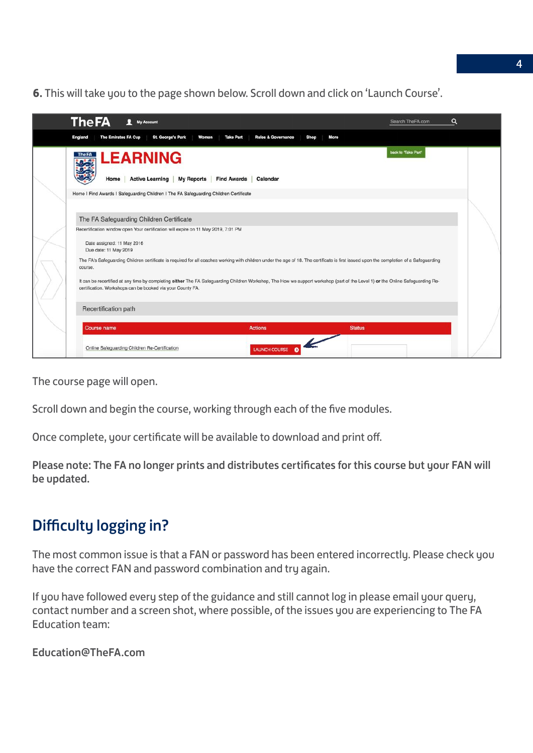**6.** This will take you to the page shown below. Scroll down and click on 'Launch Course'.

The course page will open.

Scroll down and begin the course, working through each of the five modules.

Once complete, your certificate will be available to download and print off.

**Please note: The FA no longer prints and distributes certificates for this course but your FAN will be updated.**

## Difficulty logging in?

The most common issue is that a FAN or password has been entered incorrectly. Please check you have the correct FAN and password combination and try again.

If you have followed every step of the guidance and still cannot log in please email your query, contact number and a screen shot, where possible, of the issues you are experiencing to The FA Education team:

**Education@TheFA.com**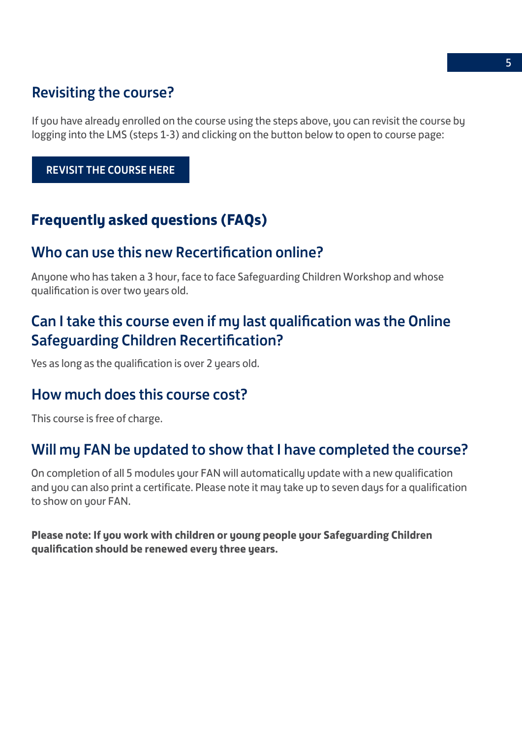## Revisiting the course?

If you have already enrolled on the course using the steps above, you can revisit the course by logging into the LMS (steps 1-3) and clicking on the button below to open to course page:

**REVISIT THE COURSE HERE**

## Frequently asked questions (FAQs)

### Who can use this new Recertification online?

Anyone who has taken a 3 hour, face to face Safeguarding Children Workshop and whose qualification is over two years old.

### Can I take this course even if my last qualification was the Online Safeguarding Children Recertification?

Yes as long as the qualification is over 2 years old.

### How much does this course cost?

This course is free of charge.

### Will my FAN be updated to show that I have completed the course?

On completion of all 5 modules your FAN will automatically update with a new qualification and you can also print a certificate. Please note it may take up to seven days for a qualification to show on your FAN.

**Please note: If you work with children or young people your Safeguarding Children qualification should be renewed every three years.**